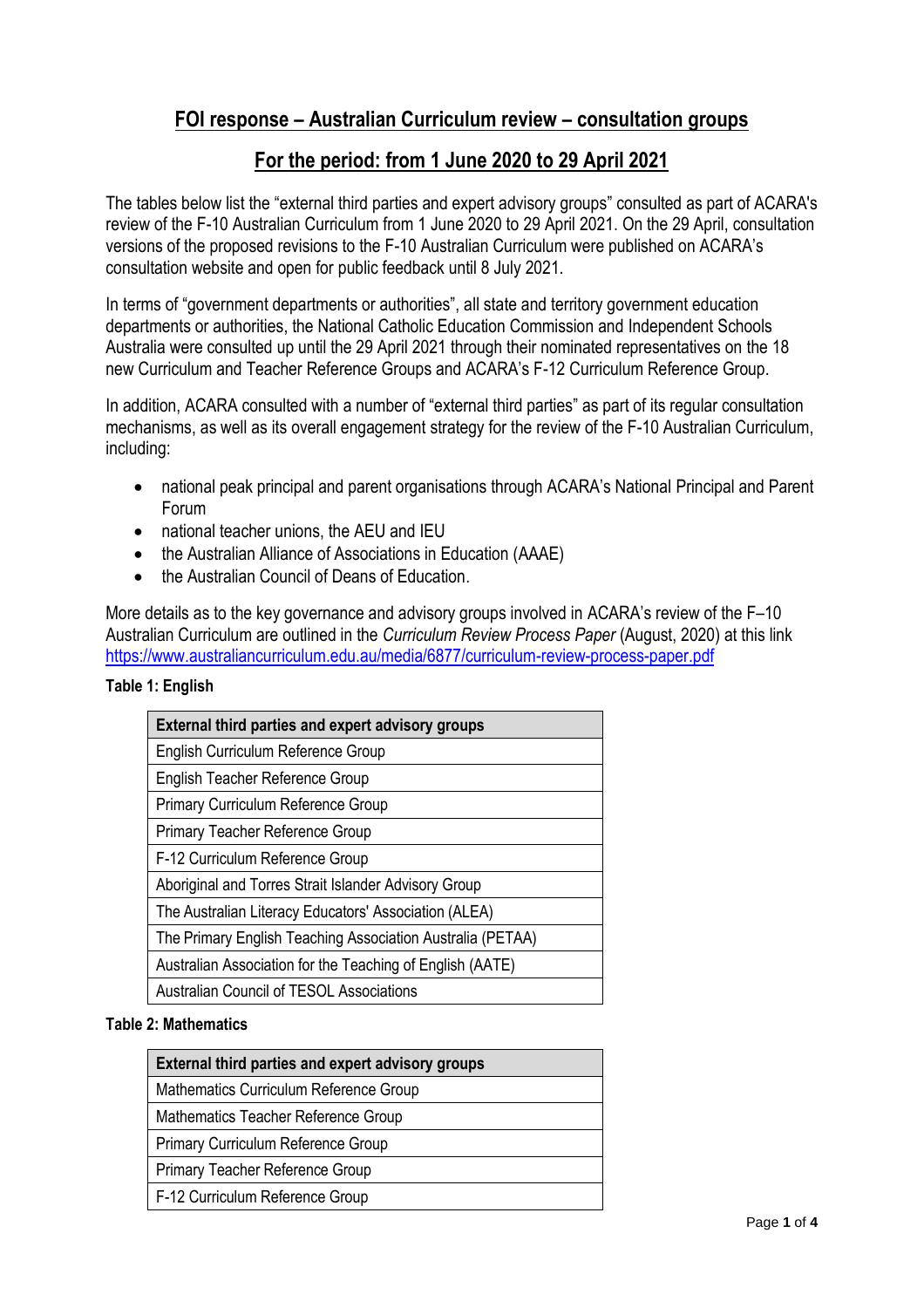# FOI response – Australian Curriculum review – consultation groups

## For the period: from 1 June 2020 to 29 April 2021

The tables below list the "external third parties and expert advisory groups" consulted as part of ACARA's review of the F-10 Australian Curriculum from 1 June 2020 to 29 April 2021. On the 29 April, consultation versions of the proposed revisions to the F-10 Australian Curriculum were published on ACARA's consultation website and open for public feedback until 8 July 2021.

In terms of "government departments or authorities", all state and territory government education departments or authorities, the National Catholic Education Commission and Independent Schools Australia were consulted up until the 29 April 2021 through their nominated representatives on the 18 new Curriculum and Teacher Reference Groups and ACARA's F-12 Curriculum Reference Group.

In addition, ACARA consulted with a number of "external third parties" as part of its regular consultation mechanisms, as well as its overall engagement strategy for the review of the F-10 Australian Curriculum, including:

- national peak principal and parent organisations through ACARA's National Principal and Parent Forum
- national teacher unions, the AEU and IEU
- the Australian Alliance of Associations in Education (AAAE)
- the Australian Council of Deans of Education.

More details as to the key governance and advisory groups involved in ACARA's review of the F–10 Australian Curriculum are outlined in the *Curriculum Review Process Paper* (August, 2020) at this link https://www.australiancurriculum.edu.au/media/6877/curriculum-review-process-paper.pdf

**Table 1: English**

| External third parties and expert advisory groups |
| --- |
| English Curriculum Reference Group |
| English Teacher Reference Group |
| Primary Curriculum Reference Group |
| Primary Teacher Reference Group |
| F-12 Curriculum Reference Group |
| Aboriginal and Torres Strait Islander Advisory Group |
| The Australian Literacy Educators' Association (ALEA) |
| The Primary English Teaching Association Australia (PETAA) |
| Australian Association for the Teaching of English (AATE) |
| Australian Council of TESOL Associations |

**Table 2: Mathematics**

| External third parties and expert advisory groups |
| --- |
| Mathematics Curriculum Reference Group |
| Mathematics Teacher Reference Group |
| Primary Curriculum Reference Group |
| Primary Teacher Reference Group |
| F-12 Curriculum Reference Group |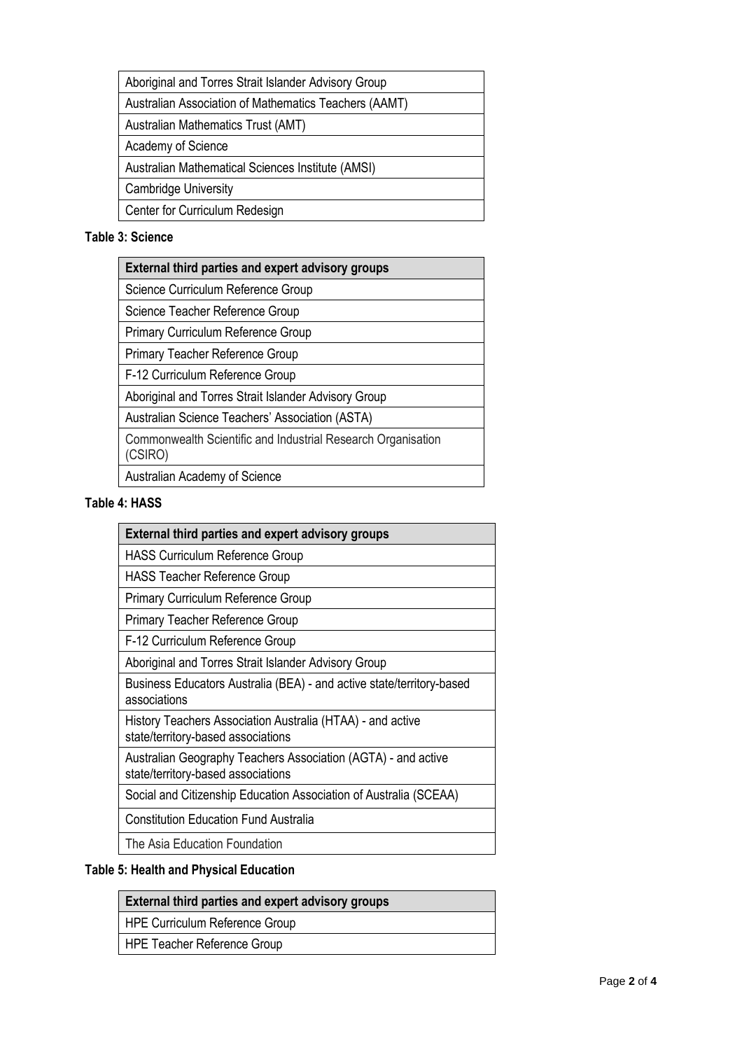| |
|---|
| Aboriginal and Torres Strait Islander Advisory Group |
| Australian Association of Mathematics Teachers (AAMT) |
| Australian Mathematics Trust (AMT) |
| Academy of Science |
| Australian Mathematical Sciences Institute (AMSI) |
| Cambridge University |
| Center for Curriculum Redesign |

**Table 3: Science**

| External third parties and expert advisory groups |
|---|
| Science Curriculum Reference Group |
| Science Teacher Reference Group |
| Primary Curriculum Reference Group |
| Primary Teacher Reference Group |
| F-12 Curriculum Reference Group |
| Aboriginal and Torres Strait Islander Advisory Group |
| Australian Science Teachers' Association (ASTA) |
| Commonwealth Scientific and Industrial Research Organisation (CSIRO) |
| Australian Academy of Science |

**Table 4: HASS**

| External third parties and expert advisory groups |
|---|
| HASS Curriculum Reference Group |
| HASS Teacher Reference Group |
| Primary Curriculum Reference Group |
| Primary Teacher Reference Group |
| F-12 Curriculum Reference Group |
| Aboriginal and Torres Strait Islander Advisory Group |
| Business Educators Australia (BEA) - and active state/territory-based associations |
| History Teachers Association Australia (HTAA) - and active state/territory-based associations |
| Australian Geography Teachers Association (AGTA) - and active state/territory-based associations |
| Social and Citizenship Education Association of Australia (SCEAA) |
| Constitution Education Fund Australia |
| The Asia Education Foundation |

**Table 5: Health and Physical Education**

| External third parties and expert advisory groups |
|---|
| HPE Curriculum Reference Group |
| HPE Teacher Reference Group |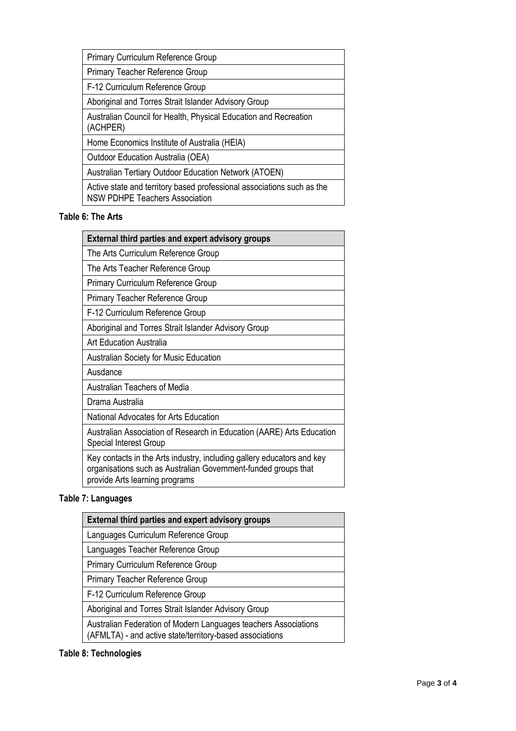| |
|---|
| Primary Curriculum Reference Group |
| Primary Teacher Reference Group |
| F-12 Curriculum Reference Group |
| Aboriginal and Torres Strait Islander Advisory Group |
| Australian Council for Health, Physical Education and Recreation (ACHPER) |
| Home Economics Institute of Australia (HEIA) |
| Outdoor Education Australia (OEA) |
| Australian Tertiary Outdoor Education Network (ATOEN) |
| Active state and territory based professional associations such as the NSW PDHPE Teachers Association |

**Table 6: The Arts**

| External third parties and expert advisory groups |
|---|
| The Arts Curriculum Reference Group |
| The Arts Teacher Reference Group |
| Primary Curriculum Reference Group |
| Primary Teacher Reference Group |
| F-12 Curriculum Reference Group |
| Aboriginal and Torres Strait Islander Advisory Group |
| Art Education Australia |
| Australian Society for Music Education |
| Ausdance |
| Australian Teachers of Media |
| Drama Australia |
| National Advocates for Arts Education |
| Australian Association of Research in Education (AARE) Arts Education Special Interest Group |
| Key contacts in the Arts industry, including gallery educators and key organisations such as Australian Government-funded groups that provide Arts learning programs |

**Table 7: Languages**

| External third parties and expert advisory groups |
|---|
| Languages Curriculum Reference Group |
| Languages Teacher Reference Group |
| Primary Curriculum Reference Group |
| Primary Teacher Reference Group |
| F-12 Curriculum Reference Group |
| Aboriginal and Torres Strait Islander Advisory Group |
| Australian Federation of Modern Languages teachers Associations (AFMLTA) - and active state/territory-based associations |

**Table 8: Technologies**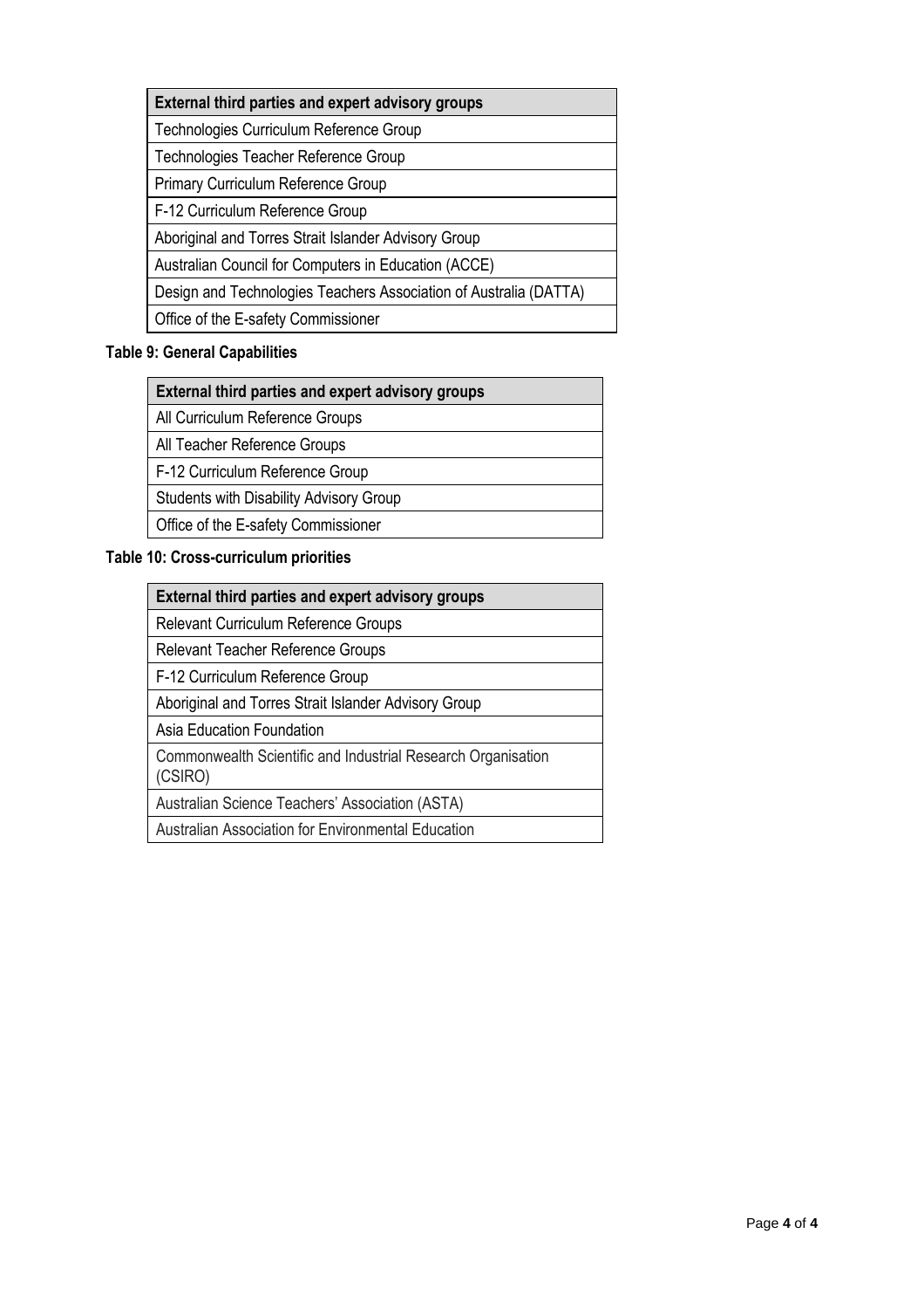| External third parties and expert advisory groups |
| --- |
| Technologies Curriculum Reference Group |
| Technologies Teacher Reference Group |
| Primary Curriculum Reference Group |
| F-12 Curriculum Reference Group |
| Aboriginal and Torres Strait Islander Advisory Group |
| Australian Council for Computers in Education (ACCE) |
| Design and Technologies Teachers Association of Australia (DATTA) |
| Office of the E-safety Commissioner |

**Table 9: General Capabilities**

| External third parties and expert advisory groups |
| --- |
| All Curriculum Reference Groups |
| All Teacher Reference Groups |
| F-12 Curriculum Reference Group |
| Students with Disability Advisory Group |
| Office of the E-safety Commissioner |

**Table 10: Cross-curriculum priorities**

| External third parties and expert advisory groups |
| --- |
| Relevant Curriculum Reference Groups |
| Relevant Teacher Reference Groups |
| F-12 Curriculum Reference Group |
| Aboriginal and Torres Strait Islander Advisory Group |
| Asia Education Foundation |
| Commonwealth Scientific and Industrial Research Organisation (CSIRO) |
| Australian Science Teachers' Association (ASTA) |
| Australian Association for Environmental Education |